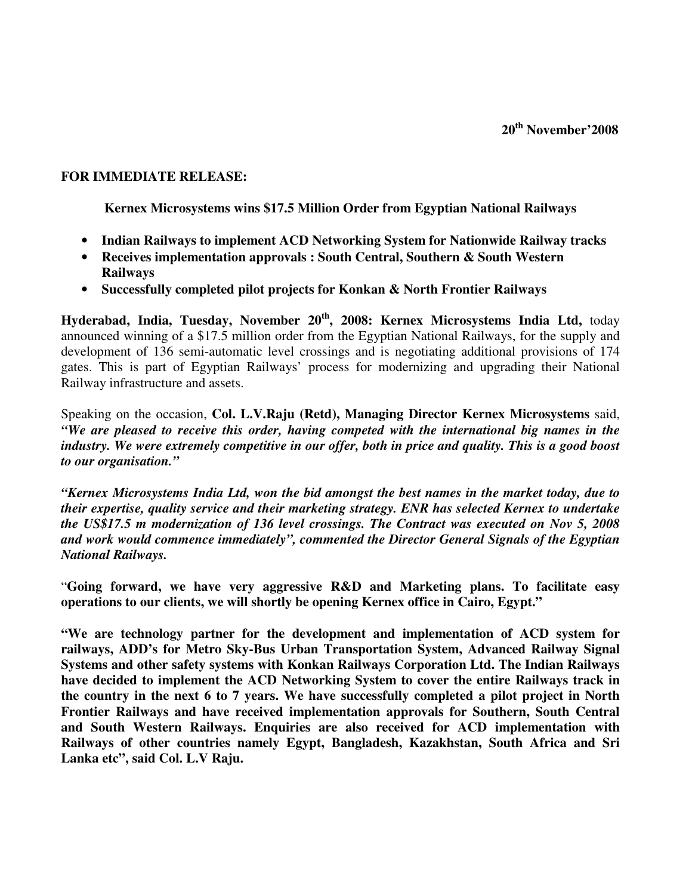**20th November'2008**

**FOR IMMEDIATE RELEASE:**

**Kernex Microsystems wins $17.5 Million Order from Egyptian National Railways**

- **Indian Railways to implement ACD Networking System for Nationwide Railway tracks**
- **Receives implementation approvals : South Central, Southern & South Western Railways**
- **Successfully completed pilot projects for Konkan & North Frontier Railways**

**Hyderabad, India, Tuesday, November 20th, 2008: Kernex Microsystems India Ltd,** today announced winning of a $17.5 million order from the Egyptian National Railways, for the supply and development of 136 semi-automatic level crossings and is negotiating additional provisions of 174 gates. This is part of Egyptian Railways' process for modernizing and upgrading their National Railway infrastructure and assets.

Speaking on the occasion, **Col. L.V.Raju (Retd), Managing Director Kernex Microsystems** said, ***"We are pleased to receive this order, having competed with the international big names in the industry. We were extremely competitive in our offer, both in price and quality. This is a good boost to our organisation."***

***"Kernex Microsystems India Ltd, won the bid amongst the best names in the market today, due to their expertise, quality service and their marketing strategy. ENR has selected Kernex to undertake the US$17.5 m modernization of 136 level crossings. The Contract was executed on Nov 5, 2008 and work would commence immediately", commented the Director General Signals of the Egyptian National Railways.***

"**Going forward, we have very aggressive R&D and Marketing plans. To facilitate easy operations to our clients, we will shortly be opening Kernex office in Cairo, Egypt."**

**"We are technology partner for the development and implementation of ACD system for railways, ADD's for Metro Sky-Bus Urban Transportation System, Advanced Railway Signal Systems and other safety systems with Konkan Railways Corporation Ltd. The Indian Railways have decided to implement the ACD Networking System to cover the entire Railways track in the country in the next 6 to 7 years. We have successfully completed a pilot project in North Frontier Railways and have received implementation approvals for Southern, South Central and South Western Railways. Enquiries are also received for ACD implementation with Railways of other countries namely Egypt, Bangladesh, Kazakhstan, South Africa and Sri Lanka etc", said Col. L.V Raju.**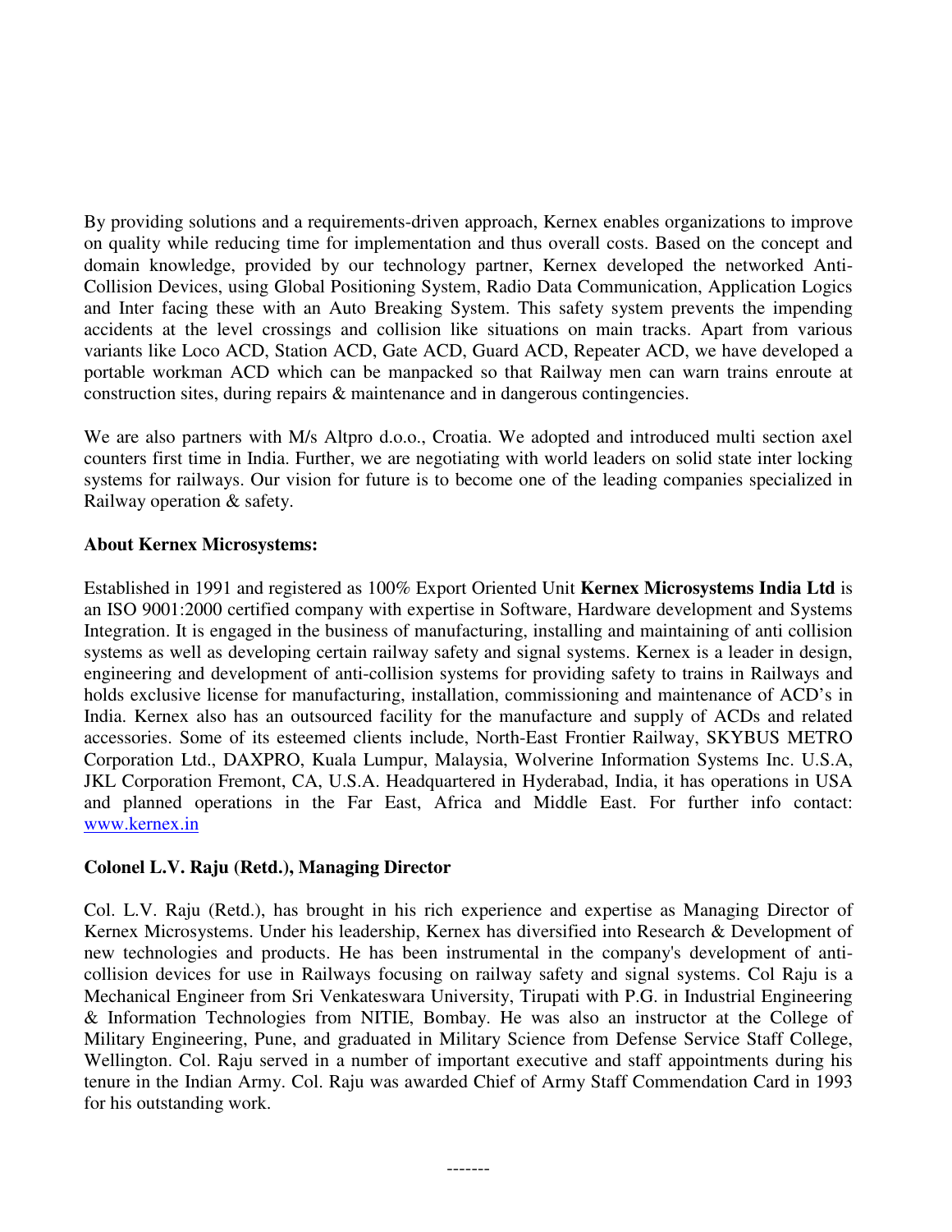By providing solutions and a requirements-driven approach, Kernex enables organizations to improve on quality while reducing time for implementation and thus overall costs. Based on the concept and domain knowledge, provided by our technology partner, Kernex developed the networked Anti-Collision Devices, using Global Positioning System, Radio Data Communication, Application Logics and Inter facing these with an Auto Breaking System. This safety system prevents the impending accidents at the level crossings and collision like situations on main tracks. Apart from various variants like Loco ACD, Station ACD, Gate ACD, Guard ACD, Repeater ACD, we have developed a portable workman ACD which can be manpacked so that Railway men can warn trains enroute at construction sites, during repairs & maintenance and in dangerous contingencies.

We are also partners with M/s Altpro d.o.o., Croatia. We adopted and introduced multi section axel counters first time in India. Further, we are negotiating with world leaders on solid state inter locking systems for railways. Our vision for future is to become one of the leading companies specialized in Railway operation & safety.

**About Kernex Microsystems:**

Established in 1991 and registered as 100% Export Oriented Unit **Kernex Microsystems India Ltd** is an ISO 9001:2000 certified company with expertise in Software, Hardware development and Systems Integration. It is engaged in the business of manufacturing, installing and maintaining of anti collision systems as well as developing certain railway safety and signal systems. Kernex is a leader in design, engineering and development of anti-collision systems for providing safety to trains in Railways and holds exclusive license for manufacturing, installation, commissioning and maintenance of ACD's in India. Kernex also has an outsourced facility for the manufacture and supply of ACDs and related accessories. Some of its esteemed clients include, North-East Frontier Railway, SKYBUS METRO Corporation Ltd., DAXPRO, Kuala Lumpur, Malaysia, Wolverine Information Systems Inc. U.S.A, JKL Corporation Fremont, CA, U.S.A. Headquartered in Hyderabad, India, it has operations in USA and planned operations in the Far East, Africa and Middle East. For further info contact: www.kernex.in

**Colonel L.V. Raju (Retd.), Managing Director**

Col. L.V. Raju (Retd.), has brought in his rich experience and expertise as Managing Director of Kernex Microsystems. Under his leadership, Kernex has diversified into Research & Development of new technologies and products. He has been instrumental in the company's development of anti-collision devices for use in Railways focusing on railway safety and signal systems. Col Raju is a Mechanical Engineer from Sri Venkateswara University, Tirupati with P.G. in Industrial Engineering & Information Technologies from NITIE, Bombay. He was also an instructor at the College of Military Engineering, Pune, and graduated in Military Science from Defense Service Staff College, Wellington. Col. Raju served in a number of important executive and staff appointments during his tenure in the Indian Army. Col. Raju was awarded Chief of Army Staff Commendation Card in 1993 for his outstanding work.

-------